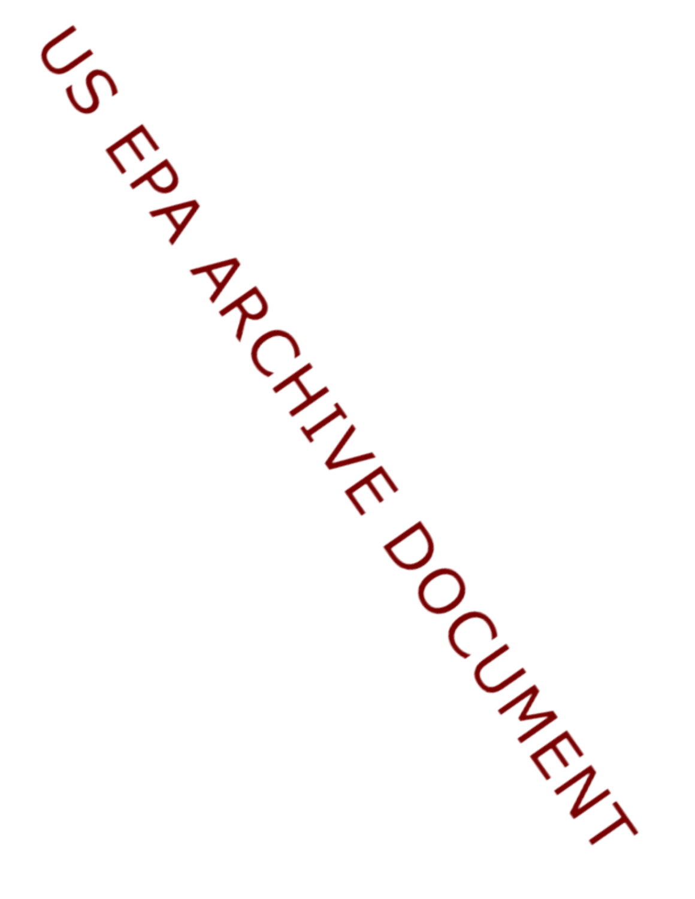US EPA ARCHIVE DOCUMENT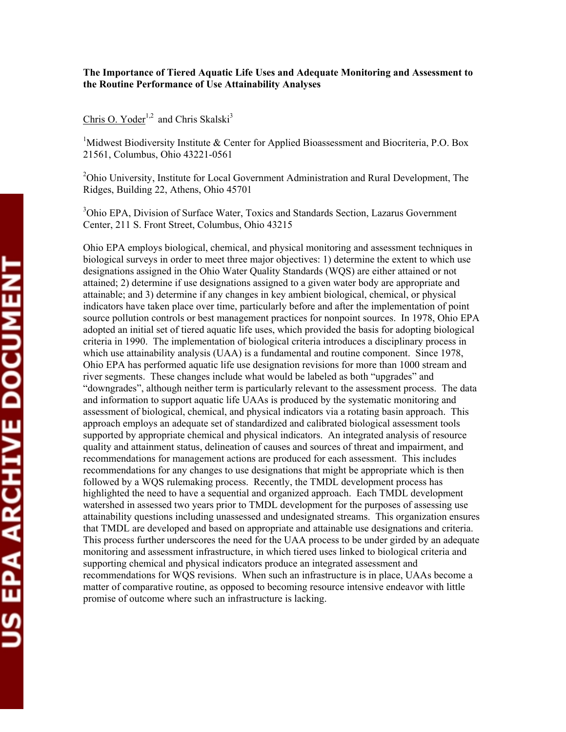**The Importance of Tiered Aquatic Life Uses and Adequate Monitoring and Assessment to the Routine Performance of Use Attainability Analyses**

Chris O. Yoder[1,2] and Chris Skalski[3]

[1]Midwest Biodiversity Institute & Center for Applied Bioassessment and Biocriteria, P.O. Box 21561, Columbus, Ohio 43221-0561

[2]Ohio University, Institute for Local Government Administration and Rural Development, The Ridges, Building 22, Athens, Ohio 45701

[3]Ohio EPA, Division of Surface Water, Toxics and Standards Section, Lazarus Government Center, 211 S. Front Street, Columbus, Ohio 43215

Ohio EPA employs biological, chemical, and physical monitoring and assessment techniques in biological surveys in order to meet three major objectives: 1) determine the extent to which use designations assigned in the Ohio Water Quality Standards (WQS) are either attained or not attained; 2) determine if use designations assigned to a given water body are appropriate and attainable; and 3) determine if any changes in key ambient biological, chemical, or physical indicators have taken place over time, particularly before and after the implementation of point source pollution controls or best management practices for nonpoint sources. In 1978, Ohio EPA adopted an initial set of tiered aquatic life uses, which provided the basis for adopting biological criteria in 1990. The implementation of biological criteria introduces a disciplinary process in which use attainability analysis (UAA) is a fundamental and routine component. Since 1978, Ohio EPA has performed aquatic life use designation revisions for more than 1000 stream and river segments. These changes include what would be labeled as both "upgrades" and "downgrades", although neither term is particularly relevant to the assessment process. The data and information to support aquatic life UAAs is produced by the systematic monitoring and assessment of biological, chemical, and physical indicators via a rotating basin approach. This approach employs an adequate set of standardized and calibrated biological assessment tools supported by appropriate chemical and physical indicators. An integrated analysis of resource quality and attainment status, delineation of causes and sources of threat and impairment, and recommendations for management actions are produced for each assessment. This includes recommendations for any changes to use designations that might be appropriate which is then followed by a WQS rulemaking process. Recently, the TMDL development process has highlighted the need to have a sequential and organized approach. Each TMDL development watershed in assessed two years prior to TMDL development for the purposes of assessing use attainability questions including unassessed and undesignated streams. This organization ensures that TMDL are developed and based on appropriate and attainable use designations and criteria. This process further underscores the need for the UAA process to be under girded by an adequate monitoring and assessment infrastructure, in which tiered uses linked to biological criteria and supporting chemical and physical indicators produce an integrated assessment and recommendations for WQS revisions. When such an infrastructure is in place, UAAs become a matter of comparative routine, as opposed to becoming resource intensive endeavor with little promise of outcome where such an infrastructure is lacking.